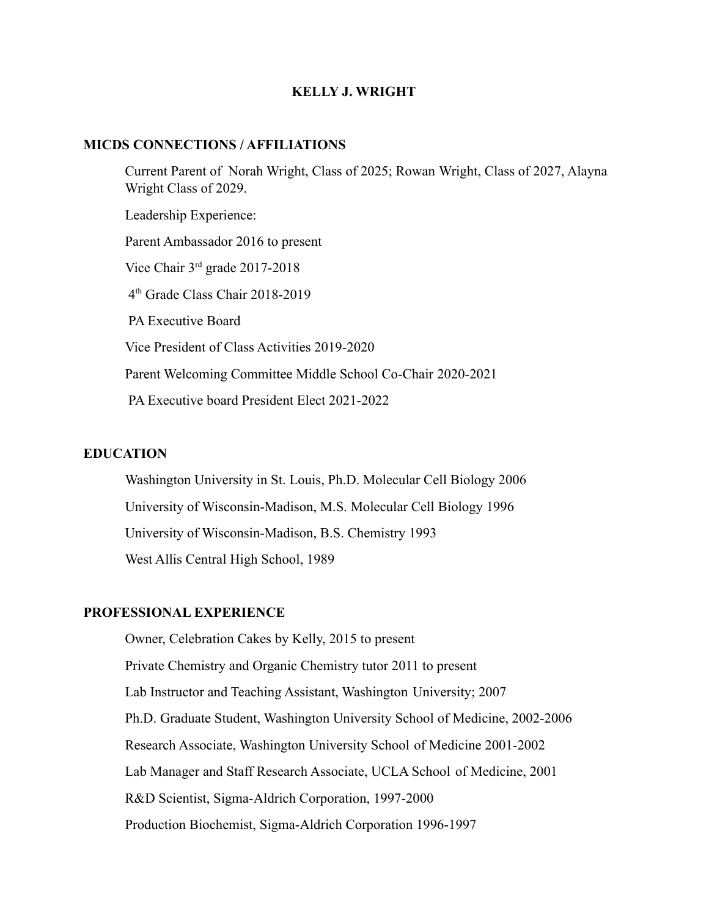# KELLY J. WRIGHT

## MICDS CONNECTIONS / AFFILIATIONS

Current Parent of Norah Wright, Class of 2025; Rowan Wright, Class of 2027, Alayna Wright Class of 2029.

Leadership Experience:

Parent Ambassador 2016 to present

Vice Chair 3rd grade 2017-2018

4th Grade Class Chair 2018-2019

PA Executive Board

Vice President of Class Activities 2019-2020

Parent Welcoming Committee Middle School Co-Chair 2020-2021

PA Executive board President Elect 2021-2022

## EDUCATION

Washington University in St. Louis, Ph.D. Molecular Cell Biology 2006

University of Wisconsin-Madison, M.S. Molecular Cell Biology 1996

University of Wisconsin-Madison, B.S. Chemistry 1993

West Allis Central High School, 1989

## PROFESSIONAL EXPERIENCE

Owner, Celebration Cakes by Kelly, 2015 to present

Private Chemistry and Organic Chemistry tutor 2011 to present

Lab Instructor and Teaching Assistant, Washington University; 2007

Ph.D. Graduate Student, Washington University School of Medicine, 2002-2006

Research Associate, Washington University School of Medicine 2001-2002

Lab Manager and Staff Research Associate, UCLA School of Medicine, 2001

R&D Scientist, Sigma-Aldrich Corporation, 1997-2000

Production Biochemist, Sigma-Aldrich Corporation 1996-1997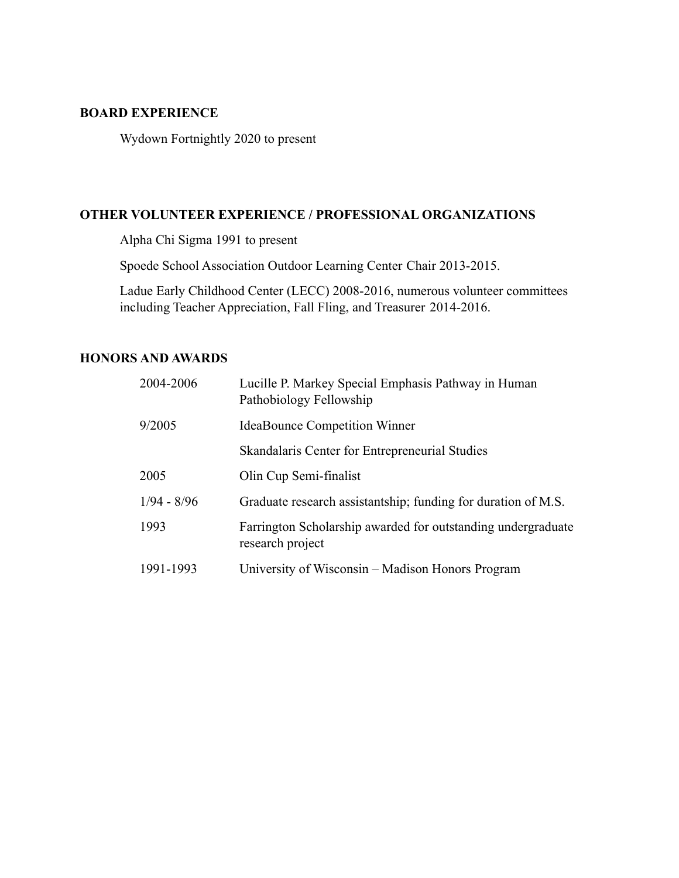## BOARD EXPERIENCE

Wydown Fortnightly 2020 to present

## OTHER VOLUNTEER EXPERIENCE / PROFESSIONAL ORGANIZATIONS

Alpha Chi Sigma 1991 to present

Spoede School Association Outdoor Learning Center Chair 2013-2015.

Ladue Early Childhood Center (LECC) 2008-2016, numerous volunteer committees including Teacher Appreciation, Fall Fling, and Treasurer 2014-2016.

## HONORS AND AWARDS

| | |
|---|---|
| 2004-2006 | Lucille P. Markey Special Emphasis Pathway in Human Pathobiology Fellowship |
| 9/2005 | IdeaBounce Competition Winner |
| | Skandalaris Center for Entrepreneurial Studies |
| 2005 | Olin Cup Semi-finalist |
| 1/94 - 8/96 | Graduate research assistantship; funding for duration of M.S. |
| 1993 | Farrington Scholarship awarded for outstanding undergraduate research project |
| 1991-1993 | University of Wisconsin – Madison Honors Program |